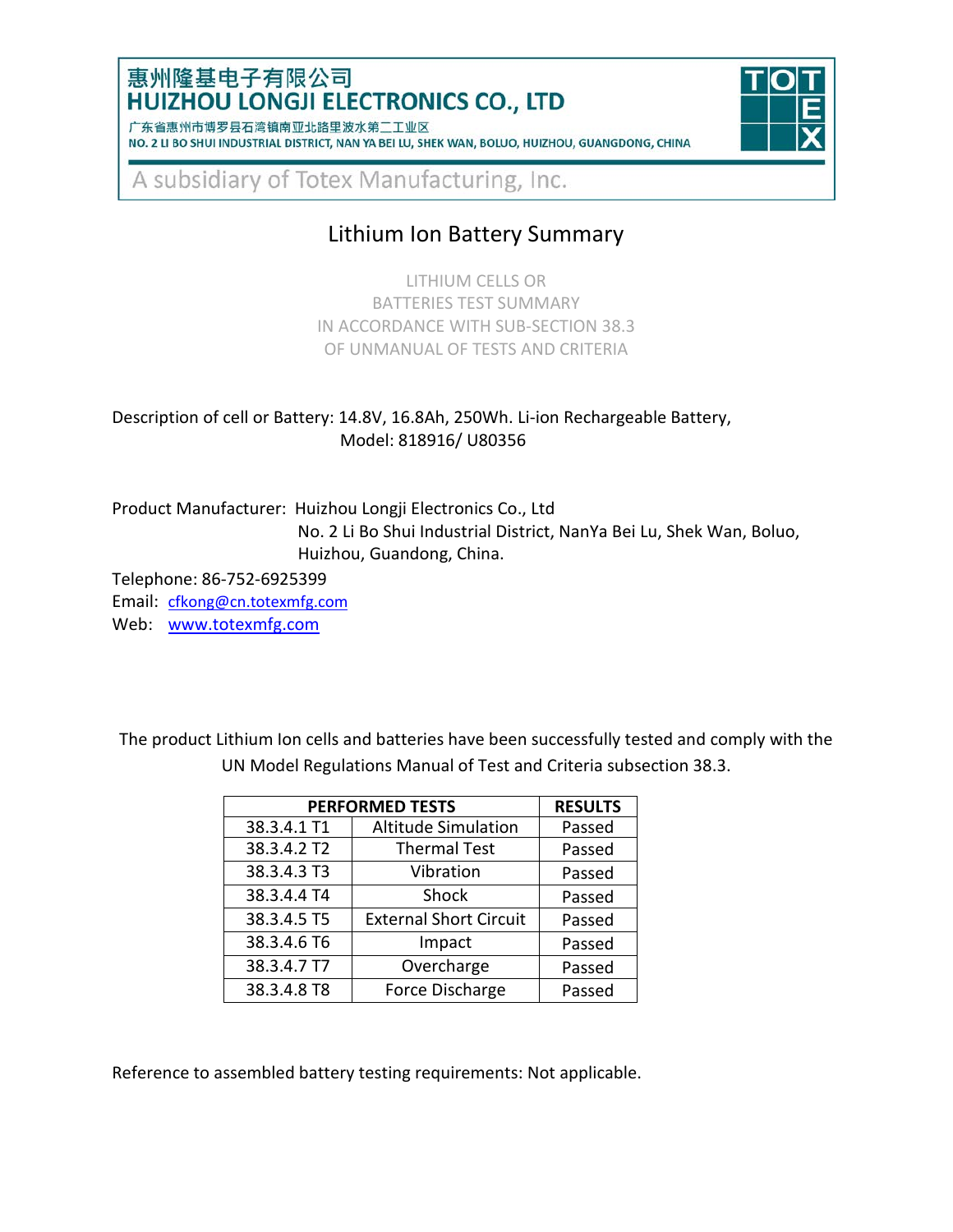惠州隆基电子有限公司
**HUIZHOU LONGJI ELECTRONICS CO., LTD**

广东省惠州市博罗县石湾镇南亚北路里波水第二工业区
NO. 2 LI BO SHUI INDUSTRIAL DISTRICT, NAN YA BEI LU, SHEK WAN, BOLUO, HUIZHOU, GUANGDONG, CHINA

TOTEX

A subsidiary of Totex Manufacturing, Inc.

# Lithium Ion Battery Summary

LITHIUM CELLS OR
BATTERIES TEST SUMMARY
IN ACCORDANCE WITH SUB-SECTION 38.3
OF UNMANUAL OF TESTS AND CRITERIA

Description of cell or Battery: 14.8V, 16.8Ah, 250Wh. Li-ion Rechargeable Battery,
Model: 818916/ U80356

Product Manufacturer: Huizhou Longji Electronics Co., Ltd
No. 2 Li Bo Shui Industrial District, NanYa Bei Lu, Shek Wan, Boluo,
Huizhou, Guandong, China.

Telephone: 86-752-6925399
Email: cfkong@cn.totexmfg.com
Web: www.totexmfg.com

The product Lithium Ion cells and batteries have been successfully tested and comply with the UN Model Regulations Manual of Test and Criteria subsection 38.3.

| PERFORMED TESTS | | RESULTS |
|---|---|---|
| 38.3.4.1 T1 | Altitude Simulation | Passed |
| 38.3.4.2 T2 | Thermal Test | Passed |
| 38.3.4.3 T3 | Vibration | Passed |
| 38.3.4.4 T4 | Shock | Passed |
| 38.3.4.5 T5 | External Short Circuit | Passed |
| 38.3.4.6 T6 | Impact | Passed |
| 38.3.4.7 T7 | Overcharge | Passed |
| 38.3.4.8 T8 | Force Discharge | Passed |

Reference to assembled battery testing requirements: Not applicable.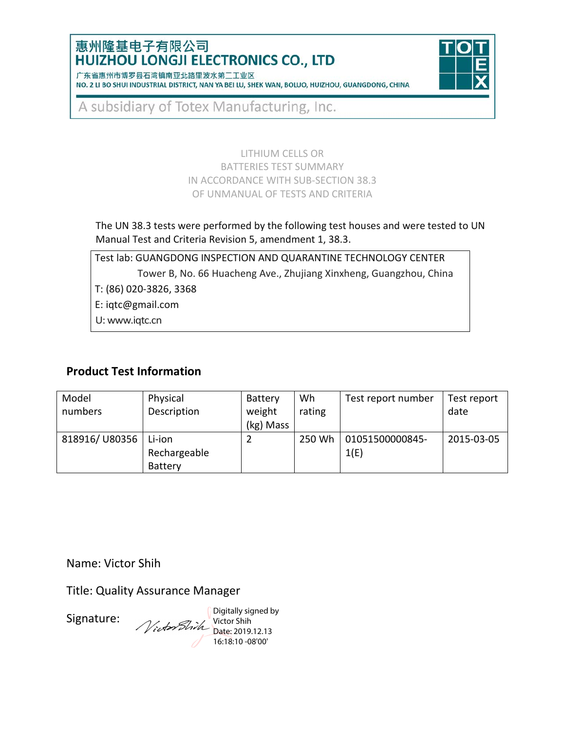惠州隆基电子有限公司
**HUIZHOU LONGJI ELECTRONICS CO., LTD**

广东省惠州市博罗县石湾镇南亚北路里波水第二工业区
NO. 2 LI BO SHUI INDUSTRIAL DISTRICT, NAN YA BEI LU, SHEK WAN, BOLUO, HUIZHOU, GUANGDONG, CHINA

TOTEX

A subsidiary of Totex Manufacturing, Inc.

LITHIUM CELLS OR
BATTERIES TEST SUMMARY
IN ACCORDANCE WITH SUB-SECTION 38.3
OF UNMANUAL OF TESTS AND CRITERIA

The UN 38.3 tests were performed by the following test houses and were tested to UN Manual Test and Criteria Revision 5, amendment 1, 38.3.

Test lab: GUANGDONG INSPECTION AND QUARANTINE TECHNOLOGY CENTER
Tower B, No. 66 Huacheng Ave., Zhujiang Xinxheng, Guangzhou, China
T: (86) 020-3826, 3368
E: iqtc@gmail.com
U: www.iqtc.cn

## Product Test Information

| Model numbers | Physical Description | Battery weight (kg) Mass | Wh rating | Test report number | Test report date |
|---|---|---|---|---|---|
| 818916/ U80356 | Li-ion Rechargeable Battery | 2 | 250 Wh | 01051500000845-1(E) | 2015-03-05 |

Name: Victor Shih

Title: Quality Assurance Manager

Signature: Digitally signed by Victor Shih Date: 2019.12.13 16:18:10 -08'00'